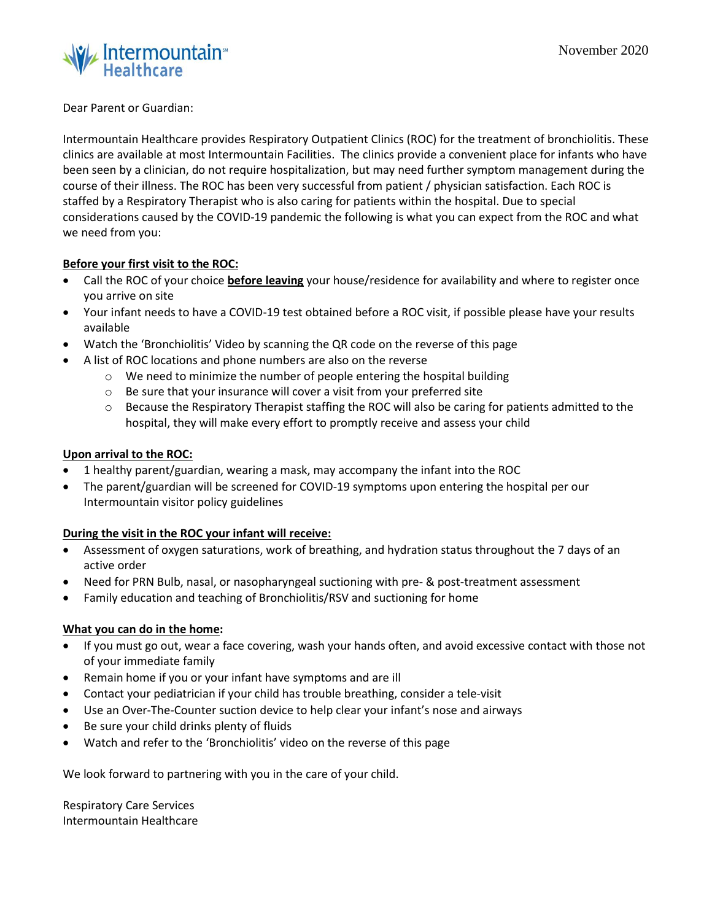Intermountain Healthcare

November 2020

Dear Parent or Guardian:

Intermountain Healthcare provides Respiratory Outpatient Clinics (ROC) for the treatment of bronchiolitis. These clinics are available at most Intermountain Facilities. The clinics provide a convenient place for infants who have been seen by a clinician, do not require hospitalization, but may need further symptom management during the course of their illness. The ROC has been very successful from patient / physician satisfaction. Each ROC is staffed by a Respiratory Therapist who is also caring for patients within the hospital. Due to special considerations caused by the COVID-19 pandemic the following is what you can expect from the ROC and what we need from you:

**<u>Before your first visit to the ROC:</u>**

- Call the ROC of your choice **<u>before leaving</u>** your house/residence for availability and where to register once you arrive on site
- Your infant needs to have a COVID-19 test obtained before a ROC visit, if possible please have your results available
- Watch the 'Bronchiolitis' Video by scanning the QR code on the reverse of this page
- A list of ROC locations and phone numbers are also on the reverse
    - We need to minimize the number of people entering the hospital building
    - Be sure that your insurance will cover a visit from your preferred site
    - Because the Respiratory Therapist staffing the ROC will also be caring for patients admitted to the hospital, they will make every effort to promptly receive and assess your child

**<u>Upon arrival to the ROC:</u>**

- 1 healthy parent/guardian, wearing a mask, may accompany the infant into the ROC
- The parent/guardian will be screened for COVID-19 symptoms upon entering the hospital per our Intermountain visitor policy guidelines

**<u>During the visit in the ROC your infant will receive:</u>**

- Assessment of oxygen saturations, work of breathing, and hydration status throughout the 7 days of an active order
- Need for PRN Bulb, nasal, or nasopharyngeal suctioning with pre- & post-treatment assessment
- Family education and teaching of Bronchiolitis/RSV and suctioning for home

**<u>What you can do in the home</u>:**

- If you must go out, wear a face covering, wash your hands often, and avoid excessive contact with those not of your immediate family
- Remain home if you or your infant have symptoms and are ill
- Contact your pediatrician if your child has trouble breathing, consider a tele-visit
- Use an Over-The-Counter suction device to help clear your infant's nose and airways
- Be sure your child drinks plenty of fluids
- Watch and refer to the 'Bronchiolitis' video on the reverse of this page

We look forward to partnering with you in the care of your child.

Respiratory Care Services
Intermountain Healthcare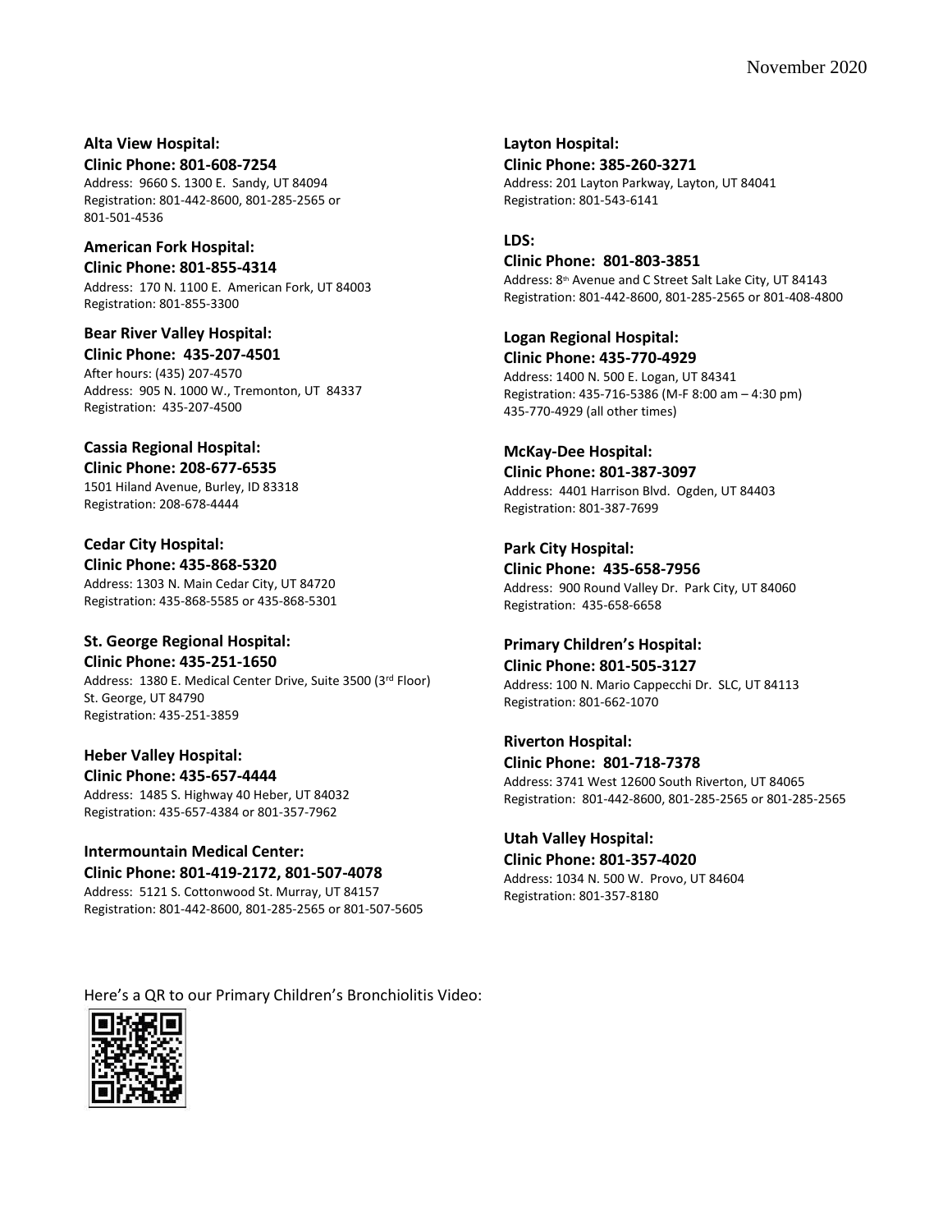**Alta View Hospital:**
**Clinic Phone: 801-608-7254**
Address: 9660 S. 1300 E. Sandy, UT 84094
Registration: 801-442-8600, 801-285-2565 or 801-501-4536

**American Fork Hospital:**
**Clinic Phone: 801-855-4314**
Address: 170 N. 1100 E. American Fork, UT 84003
Registration: 801-855-3300

**Bear River Valley Hospital:**
**Clinic Phone: 435-207-4501**
After hours: (435) 207-4570
Address: 905 N. 1000 W., Tremonton, UT 84337
Registration: 435-207-4500

**Cassia Regional Hospital:**
**Clinic Phone: 208-677-6535**
1501 Hiland Avenue, Burley, ID 83318
Registration: 208-678-4444

**Cedar City Hospital:**
**Clinic Phone: 435-868-5320**
Address: 1303 N. Main Cedar City, UT 84720
Registration: 435-868-5585 or 435-868-5301

**St. George Regional Hospital:**
**Clinic Phone: 435-251-1650**
Address: 1380 E. Medical Center Drive, Suite 3500 (3rd Floor) St. George, UT 84790
Registration: 435-251-3859

**Heber Valley Hospital:**
**Clinic Phone: 435-657-4444**
Address: 1485 S. Highway 40 Heber, UT 84032
Registration: 435-657-4384 or 801-357-7962

**Intermountain Medical Center:**
**Clinic Phone: 801-419-2172, 801-507-4078**
Address: 5121 S. Cottonwood St. Murray, UT 84157
Registration: 801-442-8600, 801-285-2565 or 801-507-5605

**Layton Hospital:**
**Clinic Phone: 385-260-3271**
Address: 201 Layton Parkway, Layton, UT 84041
Registration: 801-543-6141

**LDS:**
**Clinic Phone: 801-803-3851**
Address: 8th Avenue and C Street Salt Lake City, UT 84143
Registration: 801-442-8600, 801-285-2565 or 801-408-4800

**Logan Regional Hospital:**
**Clinic Phone: 435-770-4929**
Address: 1400 N. 500 E. Logan, UT 84341
Registration: 435-716-5386 (M-F 8:00 am – 4:30 pm)
435-770-4929 (all other times)

**McKay-Dee Hospital:**
**Clinic Phone: 801-387-3097**
Address: 4401 Harrison Blvd. Ogden, UT 84403
Registration: 801-387-7699

**Park City Hospital:**
**Clinic Phone: 435-658-7956**
Address: 900 Round Valley Dr. Park City, UT 84060
Registration: 435-658-6658

**Primary Children's Hospital:**
**Clinic Phone: 801-505-3127**
Address: 100 N. Mario Cappecchi Dr. SLC, UT 84113
Registration: 801-662-1070

**Riverton Hospital:**
**Clinic Phone: 801-718-7378**
Address: 3741 West 12600 South Riverton, UT 84065
Registration: 801-442-8600, 801-285-2565 or 801-285-2565

**Utah Valley Hospital:**
**Clinic Phone: 801-357-4020**
Address: 1034 N. 500 W. Provo, UT 84604
Registration: 801-357-8180

Here's a QR to our Primary Children's Bronchiolitis Video: